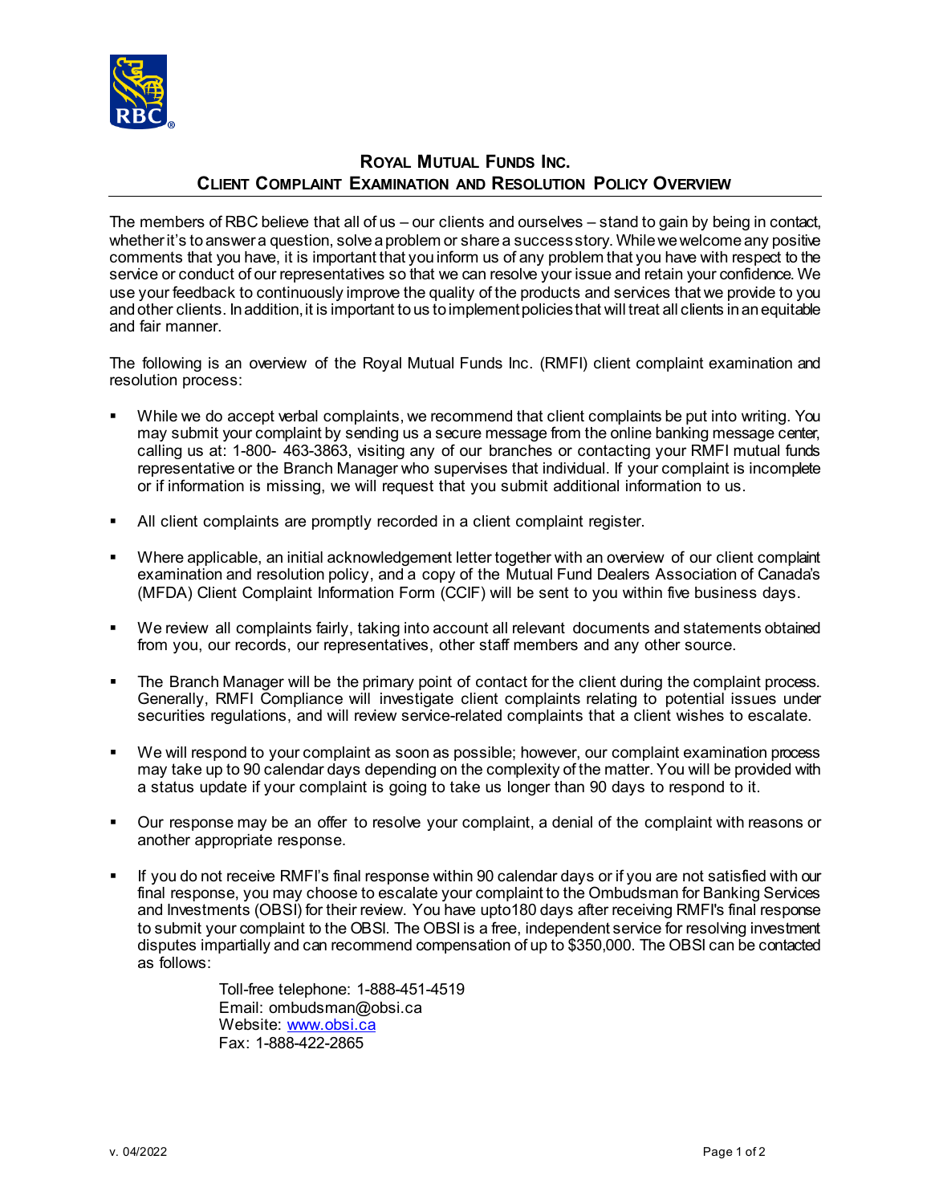## ROYAL MUTUAL FUNDS INC.
## CLIENT COMPLAINT EXAMINATION AND RESOLUTION POLICY OVERVIEW

The members of RBC believe that all of us – our clients and ourselves – stand to gain by being in contact, whether it's to answer a question, solve a problem or share a success story. While we welcome any positive comments that you have, it is important that you inform us of any problem that you have with respect to the service or conduct of our representatives so that we can resolve your issue and retain your confidence. We use your feedback to continuously improve the quality of the products and services that we provide to you and other clients. In addition, it is important to us to implement policies that will treat all clients in an equitable and fair manner.

The following is an overview of the Royal Mutual Funds Inc. (RMFI) client complaint examination and resolution process:

- While we do accept verbal complaints, we recommend that client complaints be put into writing. You may submit your complaint by sending us a secure message from the online banking message center, calling us at: 1-800- 463-3863, visiting any of our branches or contacting your RMFI mutual funds representative or the Branch Manager who supervises that individual. If your complaint is incomplete or if information is missing, we will request that you submit additional information to us.

- All client complaints are promptly recorded in a client complaint register.

- Where applicable, an initial acknowledgement letter together with an overview of our client complaint examination and resolution policy, and a copy of the Mutual Fund Dealers Association of Canada's (MFDA) Client Complaint Information Form (CCIF) will be sent to you within five business days.

- We review all complaints fairly, taking into account all relevant documents and statements obtained from you, our records, our representatives, other staff members and any other source.

- The Branch Manager will be the primary point of contact for the client during the complaint process. Generally, RMFI Compliance will investigate client complaints relating to potential issues under securities regulations, and will review service-related complaints that a client wishes to escalate.

- We will respond to your complaint as soon as possible; however, our complaint examination process may take up to 90 calendar days depending on the complexity of the matter. You will be provided with a status update if your complaint is going to take us longer than 90 days to respond to it.

- Our response may be an offer to resolve your complaint, a denial of the complaint with reasons or another appropriate response.

- If you do not receive RMFI's final response within 90 calendar days or if you are not satisfied with our final response, you may choose to escalate your complaint to the Ombudsman for Banking Services and Investments (OBSI) for their review. You have upto180 days after receiving RMFI's final response to submit your complaint to the OBSI. The OBSI is a free, independent service for resolving investment disputes impartially and can recommend compensation of up to $350,000. The OBSI can be contacted as follows:

  Toll-free telephone: 1-888-451-4519
  Email: ombudsman@obsi.ca
  Website: www.obsi.ca
  Fax: 1-888-422-2865

v. 04/2022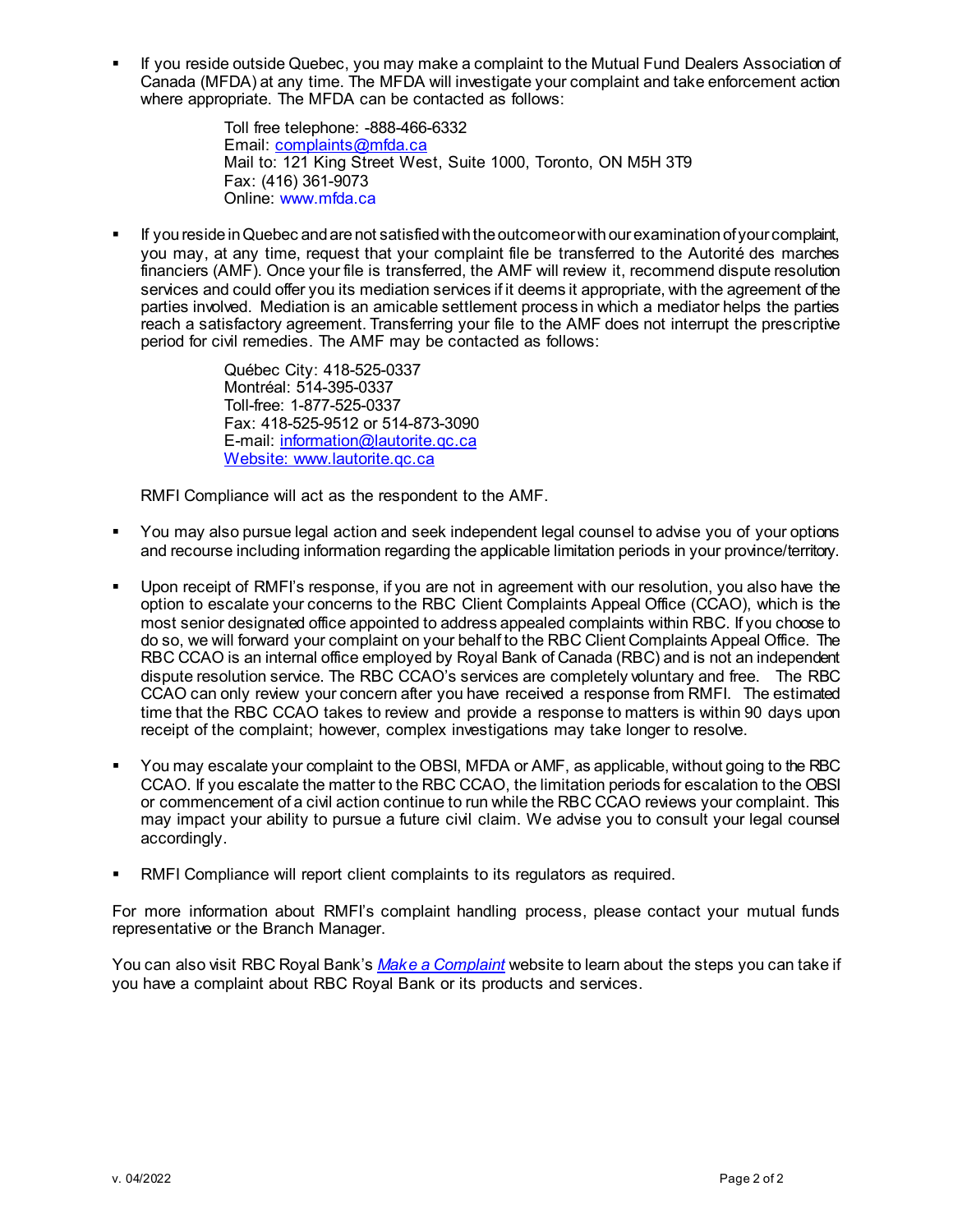- If you reside outside Quebec, you may make a complaint to the Mutual Fund Dealers Association of Canada (MFDA) at any time. The MFDA will investigate your complaint and take enforcement action where appropriate. The MFDA can be contacted as follows:

  Toll free telephone: -888-466-6332
  Email: complaints@mfda.ca
  Mail to: 121 King Street West, Suite 1000, Toronto, ON M5H 3T9
  Fax: (416) 361-9073
  Online: www.mfda.ca

- If you reside in Quebec and are not satisfied with the outcome or with our examination of your complaint, you may, at any time, request that your complaint file be transferred to the Autorité des marches financiers (AMF). Once your file is transferred, the AMF will review it, recommend dispute resolution services and could offer you its mediation services if it deems it appropriate, with the agreement of the parties involved. Mediation is an amicable settlement process in which a mediator helps the parties reach a satisfactory agreement. Transferring your file to the AMF does not interrupt the prescriptive period for civil remedies. The AMF may be contacted as follows:

  Québec City: 418-525-0337
  Montréal: 514-395-0337
  Toll-free: 1-877-525-0337
  Fax: 418-525-9512 or 514-873-3090
  E-mail: information@lautorite.qc.ca
  Website: www.lautorite.qc.ca

  RMFI Compliance will act as the respondent to the AMF.

- You may also pursue legal action and seek independent legal counsel to advise you of your options and recourse including information regarding the applicable limitation periods in your province/territory.

- Upon receipt of RMFI's response, if you are not in agreement with our resolution, you also have the option to escalate your concerns to the RBC Client Complaints Appeal Office (CCAO), which is the most senior designated office appointed to address appealed complaints within RBC. If you choose to do so, we will forward your complaint on your behalf to the RBC Client Complaints Appeal Office. The RBC CCAO is an internal office employed by Royal Bank of Canada (RBC) and is not an independent dispute resolution service. The RBC CCAO's services are completely voluntary and free. The RBC CCAO can only review your concern after you have received a response from RMFI. The estimated time that the RBC CCAO takes to review and provide a response to matters is within 90 days upon receipt of the complaint; however, complex investigations may take longer to resolve.

- You may escalate your complaint to the OBSI, MFDA or AMF, as applicable, without going to the RBC CCAO. If you escalate the matter to the RBC CCAO, the limitation periods for escalation to the OBSI or commencement of a civil action continue to run while the RBC CCAO reviews your complaint. This may impact your ability to pursue a future civil claim. We advise you to consult your legal counsel accordingly.

- RMFI Compliance will report client complaints to its regulators as required.

For more information about RMFI's complaint handling process, please contact your mutual funds representative or the Branch Manager.

You can also visit RBC Royal Bank's *Make a Complaint* website to learn about the steps you can take if you have a complaint about RBC Royal Bank or its products and services.

v. 04/2022